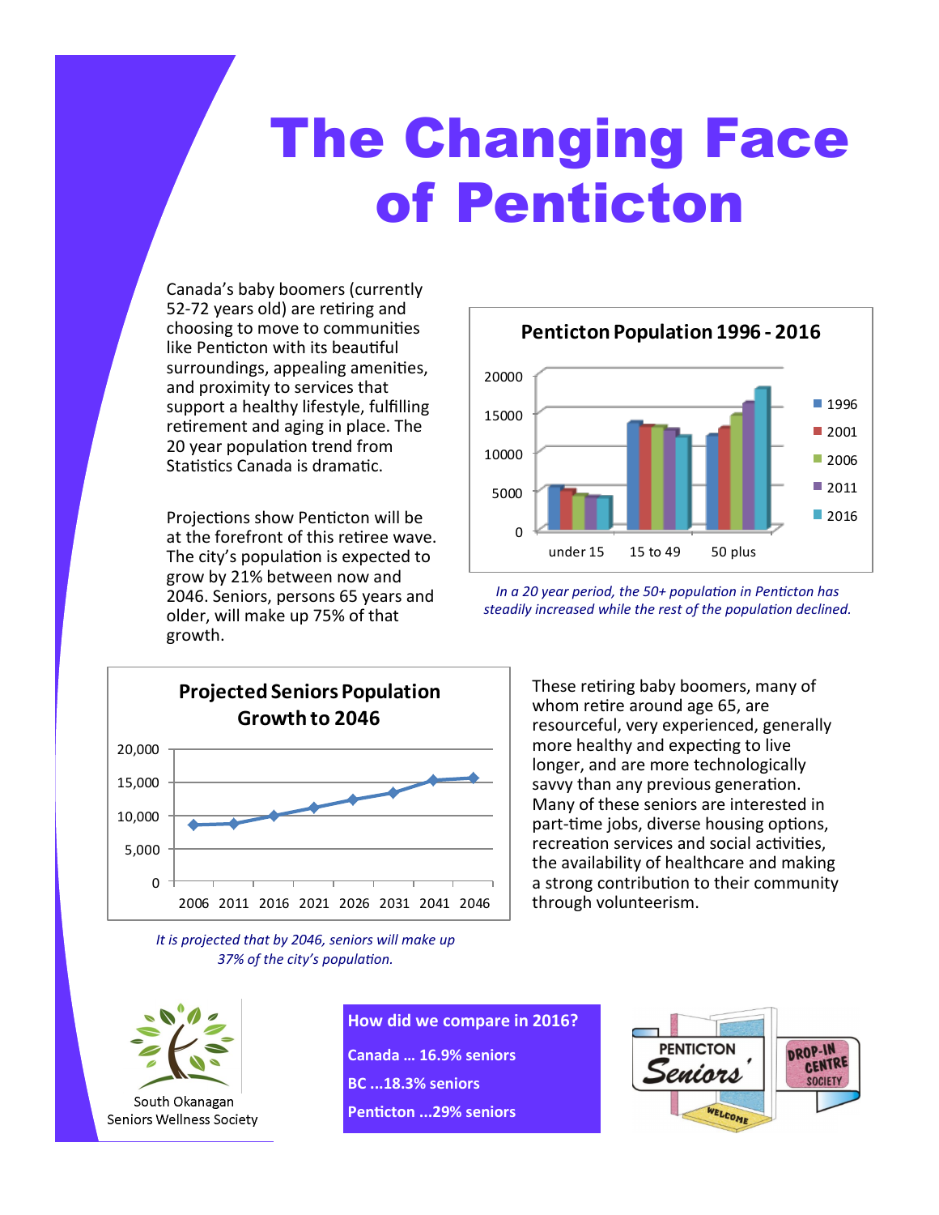# The Changing Face of Penticton

Canada's baby boomers (currently 52-72 years old) are retiring and choosing to move to communities like Penticton with its beautiful surroundings, appealing amenities, and proximity to services that support a healthy lifestyle, fulfilling retirement and aging in place. The 20 year population trend from Statistics Canada is dramatic.

Projections show Penticton will be at the forefront of this retiree wave. The city's population is expected to grow by 21% between now and 2046. Seniors, persons 65 years and older, will make up 75% of that growth.

**Penticton Population 1996 - 2016**

*In a 20 year period, the 50+ population in Penticton has steadily increased while the rest of the population declined.*

**Projected Seniors Population Growth to 2046**

*It is projected that by 2046, seniors will make up 37% of the city's population.*

These retiring baby boomers, many of whom retire around age 65, are resourceful, very experienced, generally more healthy and expecting to live longer, and are more technologically savvy than any previous generation. Many of these seniors are interested in part-time jobs, diverse housing options, recreation services and social activities, the availability of healthcare and making a strong contribution to their community through volunteerism.

South Okanagan Seniors Wellness Society

**How did we compare in 2016?**

**Canada ... 16.9% seniors**

**BC ...18.3% seniors**

**Penticton ...29% seniors**

PENTICTON Seniors' DROP-IN CENTRE SOCIETY WELCOME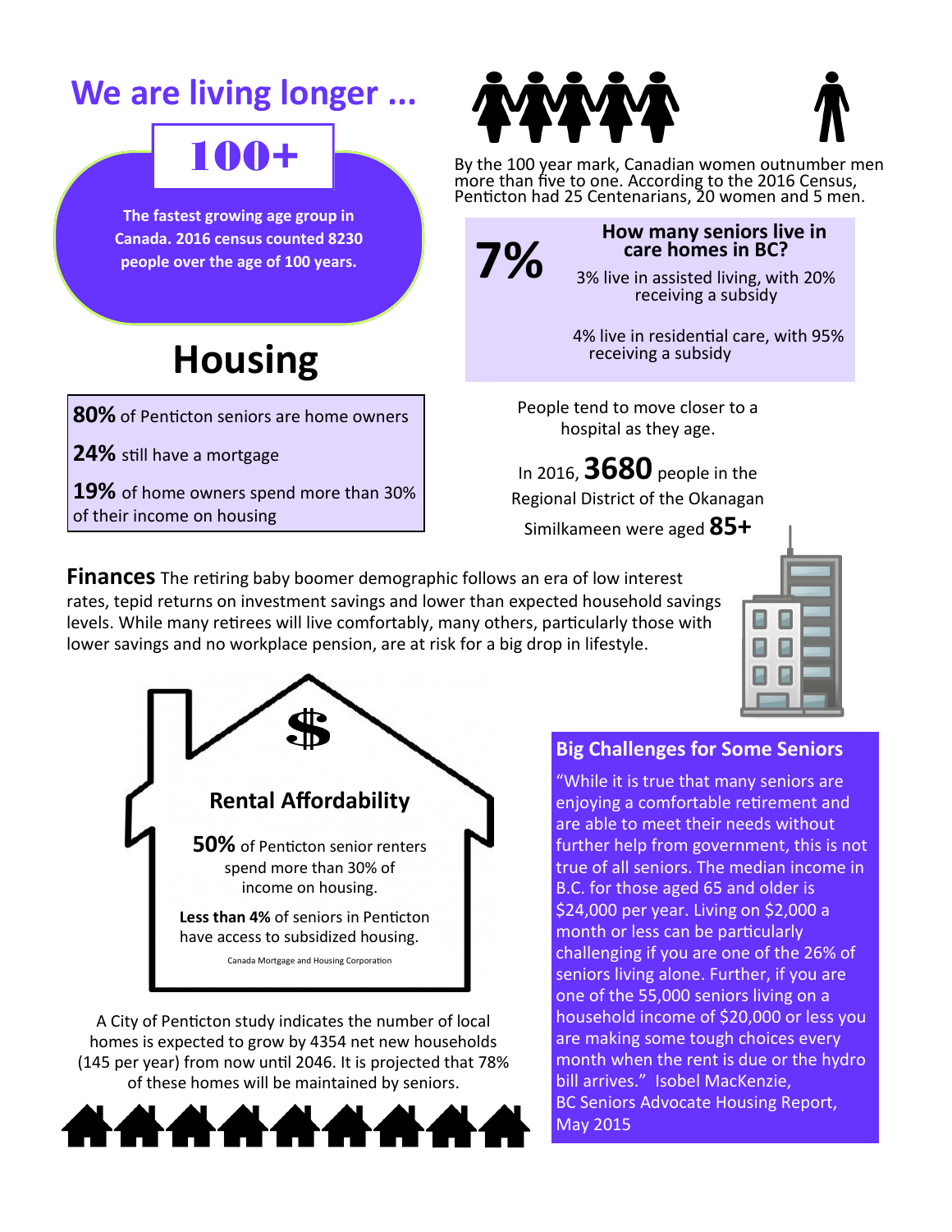# We are living longer ...

**100+**

**The fastest growing age group in Canada. 2016 census counted 8230 people over the age of 100 years.**

By the 100 year mark, Canadian women outnumber men more than five to one. According to the 2016 Census, Penticton had 25 Centenarians, 20 women and 5 men.

**7%**

**How many seniors live in care homes in BC?**

3% live in assisted living, with 20% receiving a subsidy

4% live in residential care, with 95% receiving a subsidy

# Housing

**80%** of Penticton seniors are home owners

**24%** still have a mortgage

**19%** of home owners spend more than 30% of their income on housing

People tend to move closer to a hospital as they age.

In 2016, **3680** people in the Regional District of the Okanagan Similkameen were aged **85+**

**Finances** The retiring baby boomer demographic follows an era of low interest rates, tepid returns on investment savings and lower than expected household savings levels. While many retirees will live comfortably, many others, particularly those with lower savings and no workplace pension, are at risk for a big drop in lifestyle.

**$**

### Rental Affordability

**50%** of Penticton senior renters spend more than 30% of income on housing.

**Less than 4%** of seniors in Penticton have access to subsidized housing.

Canada Mortgage and Housing Corporation

A City of Penticton study indicates the number of local homes is expected to grow by 4354 net new households (145 per year) from now until 2046. It is projected that 78% of these homes will be maintained by seniors.

### Big Challenges for Some Seniors

"While it is true that many seniors are enjoying a comfortable retirement and are able to meet their needs without further help from government, this is not true of all seniors. The median income in B.C. for those aged 65 and older is $24,000 per year. Living on $2,000 a month or less can be particularly challenging if you are one of the 26% of seniors living alone. Further, if you are one of the 55,000 seniors living on a household income of $20,000 or less you are making some tough choices every month when the rent is due or the hydro bill arrives." Isobel MacKenzie, BC Seniors Advocate Housing Report, May 2015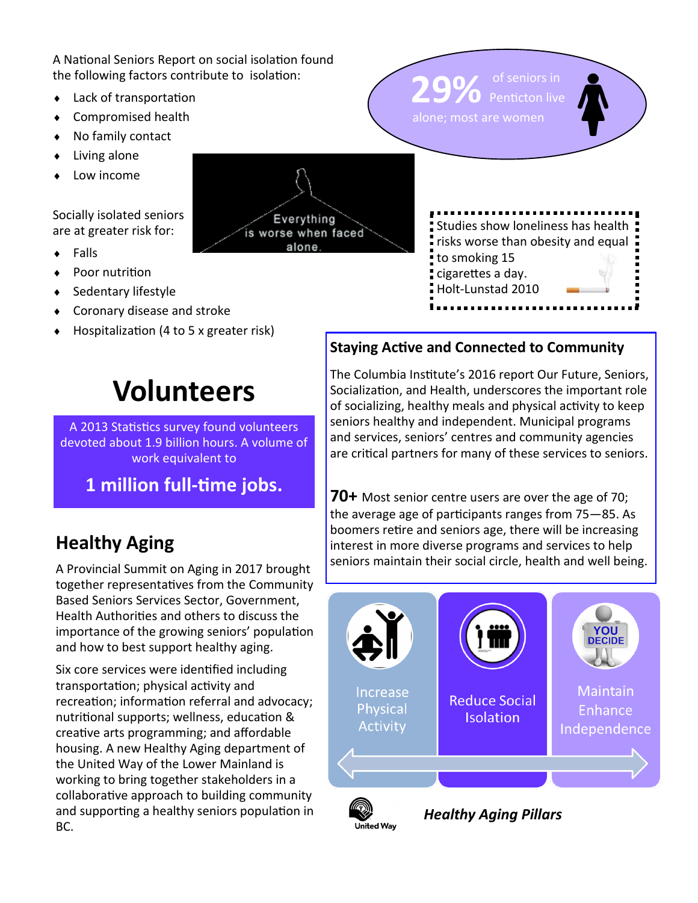A National Seniors Report on social isolation found the following factors contribute to isolation:

- Lack of transportation
- Compromised health
- No family contact
- Living alone
- Low income

**29%** of seniors in Penticton live alone; most are women

Socially isolated seniors are at greater risk for:

- Falls
- Poor nutrition
- Sedentary lifestyle
- Coronary disease and stroke
- Hospitalization (4 to 5 x greater risk)

Everything is worse when faced alone.

Studies show loneliness has health risks worse than obesity and equal to smoking 15 cigarettes a day. Holt-Lunstad 2010

# Volunteers

A 2013 Statistics survey found volunteers devoted about 1.9 billion hours. A volume of work equivalent to

**1 million full-time jobs.**

## Healthy Aging

A Provincial Summit on Aging in 2017 brought together representatives from the Community Based Seniors Services Sector, Government, Health Authorities and others to discuss the importance of the growing seniors' population and how to best support healthy aging.

Six core services were identified including transportation; physical activity and recreation; information referral and advocacy; nutritional supports; wellness, education & creative arts programming; and affordable housing. A new Healthy Aging department of the United Way of the Lower Mainland is working to bring together stakeholders in a collaborative approach to building community and supporting a healthy seniors population in BC.

## Staying Active and Connected to Community

The Columbia Institute's 2016 report Our Future, Seniors, Socialization, and Health, underscores the important role of socializing, healthy meals and physical activity to keep seniors healthy and independent. Municipal programs and services, seniors' centres and community agencies are critical partners for many of these services to seniors.

**70+** Most senior centre users are over the age of 70; the average age of participants ranges from 75—85. As boomers retire and seniors age, there will be increasing interest in more diverse programs and services to help seniors maintain their social circle, health and well being.

Increase Physical Activity

Reduce Social Isolation

Maintain Enhance Independence

United Way

***Healthy Aging Pillars***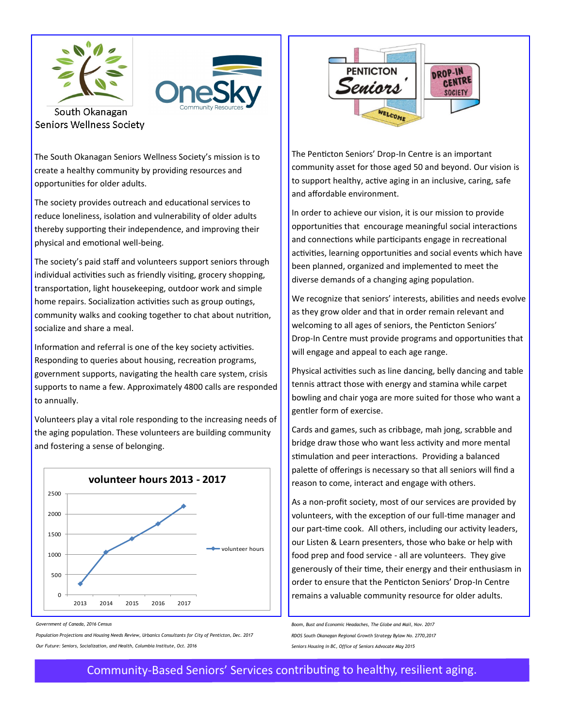South Okanagan Seniors Wellness Society

OneSky Community Resources

The South Okanagan Seniors Wellness Society's mission is to create a healthy community by providing resources and opportunities for older adults.

The society provides outreach and educational services to reduce loneliness, isolation and vulnerability of older adults thereby supporting their independence, and improving their physical and emotional well-being.

The society's paid staff and volunteers support seniors through individual activities such as friendly visiting, grocery shopping, transportation, light housekeeping, outdoor work and simple home repairs. Socialization activities such as group outings, community walks and cooking together to chat about nutrition, socialize and share a meal.

Information and referral is one of the key society activities. Responding to queries about housing, recreation programs, government supports, navigating the health care system, crisis supports to name a few. Approximately 4800 calls are responded to annually.

Volunteers play a vital role responding to the increasing needs of the aging population. These volunteers are building community and fostering a sense of belonging.

**volunteer hours 2013 - 2017**

2500
2000
1500
1000
500
0

2013 2014 2015 2016 2017

volunteer hours

PENTICTON Seniors' DROP-IN CENTRE SOCIETY WELCOME

The Penticton Seniors' Drop-In Centre is an important community asset for those aged 50 and beyond. Our vision is to support healthy, active aging in an inclusive, caring, safe and affordable environment.

In order to achieve our vision, it is our mission to provide opportunities that encourage meaningful social interactions and connections while participants engage in recreational activities, learning opportunities and social events which have been planned, organized and implemented to meet the diverse demands of a changing aging population.

We recognize that seniors' interests, abilities and needs evolve as they grow older and that in order remain relevant and welcoming to all ages of seniors, the Penticton Seniors' Drop-In Centre must provide programs and opportunities that will engage and appeal to each age range.

Physical activities such as line dancing, belly dancing and table tennis attract those with energy and stamina while carpet bowling and chair yoga are more suited for those who want a gentler form of exercise.

Cards and games, such as cribbage, mah jong, scrabble and bridge draw those who want less activity and more mental stimulation and peer interactions. Providing a balanced palette of offerings is necessary so that all seniors will find a reason to come, interact and engage with others.

As a non-profit society, most of our services are provided by volunteers, with the exception of our full-time manager and our part-time cook. All others, including our activity leaders, our Listen & Learn presenters, those who bake or help with food prep and food service - all are volunteers. They give generously of their time, their energy and their enthusiasm in order to ensure that the Penticton Seniors' Drop-In Centre remains a valuable community resource for older adults.

*Government of Canada, 2016 Census*

*Population Projections and Housing Needs Review, Urbanics Consultants for City of Penticton, Dec. 2017*

*Our Future: Seniors, Socialization, and Health, Columbia Institute, Oct. 2016*

*Boom, Bust and Economic Headaches, The Globe and Mail, Nov. 2017*

*RDOS South Okanagan Regional Growth Strategy Bylaw No. 2770,2017*

*Seniors Housing in BC, Office of Seniors Advocate May 2015*

Community-Based Seniors' Services contributing to healthy, resilient aging.